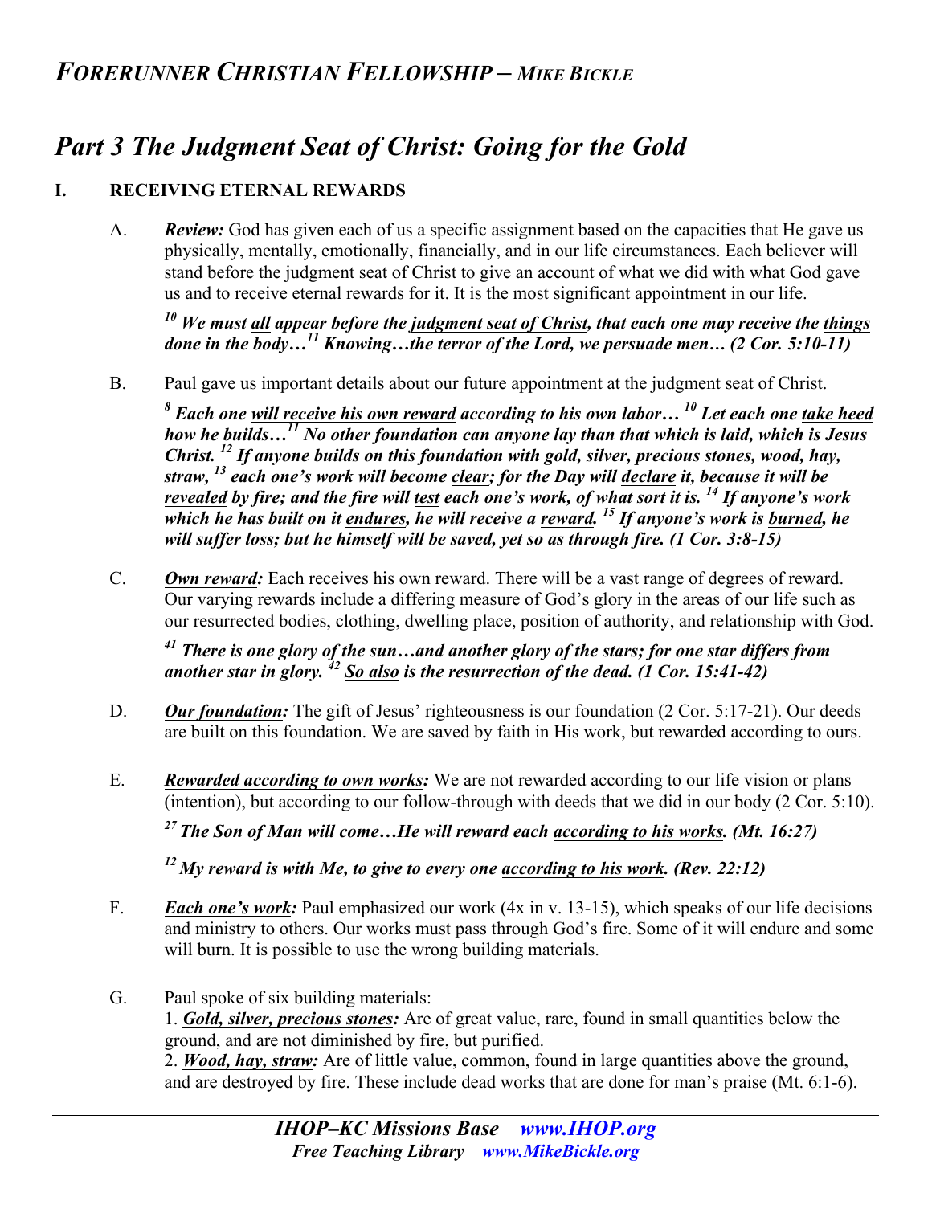# *Part 3 The Judgment Seat of Christ: Going for the Gold*

## I. RECEIVING ETERNAL REWARDS

A. ***Review:*** God has given each of us a specific assignment based on the capacities that He gave us physically, mentally, emotionally, financially, and in our life circumstances. Each believer will stand before the judgment seat of Christ to give an account of what we did with what God gave us and to receive eternal rewards for it. It is the most significant appointment in our life.

***[10] We must all appear before the judgment seat of Christ, that each one may receive the things done in the body…[11] Knowing…the terror of the Lord, we persuade men… (2 Cor. 5:10-11)***

B. Paul gave us important details about our future appointment at the judgment seat of Christ.

***[8] Each one will receive his own reward according to his own labor… [10] Let each one take heed how he builds…[11] No other foundation can anyone lay than that which is laid, which is Jesus Christ. [12] If anyone builds on this foundation with gold, silver, precious stones, wood, hay, straw, [13] each one's work will become clear; for the Day will declare it, because it will be revealed by fire; and the fire will test each one's work, of what sort it is. [14] If anyone's work which he has built on it endures, he will receive a reward. [15] If anyone's work is burned, he will suffer loss; but he himself will be saved, yet so as through fire. (1 Cor. 3:8-15)***

C. ***Own reward:*** Each receives his own reward. There will be a vast range of degrees of reward. Our varying rewards include a differing measure of God's glory in the areas of our life such as our resurrected bodies, clothing, dwelling place, position of authority, and relationship with God.

***[41] There is one glory of the sun…and another glory of the stars; for one star differs from another star in glory. [42] So also is the resurrection of the dead. (1 Cor. 15:41-42)***

D. ***Our foundation:*** The gift of Jesus' righteousness is our foundation (2 Cor. 5:17-21). Our deeds are built on this foundation. We are saved by faith in His work, but rewarded according to ours.

E. ***Rewarded according to own works:*** We are not rewarded according to our life vision or plans (intention), but according to our follow-through with deeds that we did in our body (2 Cor. 5:10).

***[27] The Son of Man will come…He will reward each according to his works. (Mt. 16:27)***

***[12] My reward is with Me, to give to every one according to his work. (Rev. 22:12)***

F. ***Each one's work:*** Paul emphasized our work (4x in v. 13-15), which speaks of our life decisions and ministry to others. Our works must pass through God's fire. Some of it will endure and some will burn. It is possible to use the wrong building materials.

G. Paul spoke of six building materials:
1. ***Gold, silver, precious stones:*** Are of great value, rare, found in small quantities below the ground, and are not diminished by fire, but purified.
2. ***Wood, hay, straw:*** Are of little value, common, found in large quantities above the ground, and are destroyed by fire. These include dead works that are done for man's praise (Mt. 6:1-6).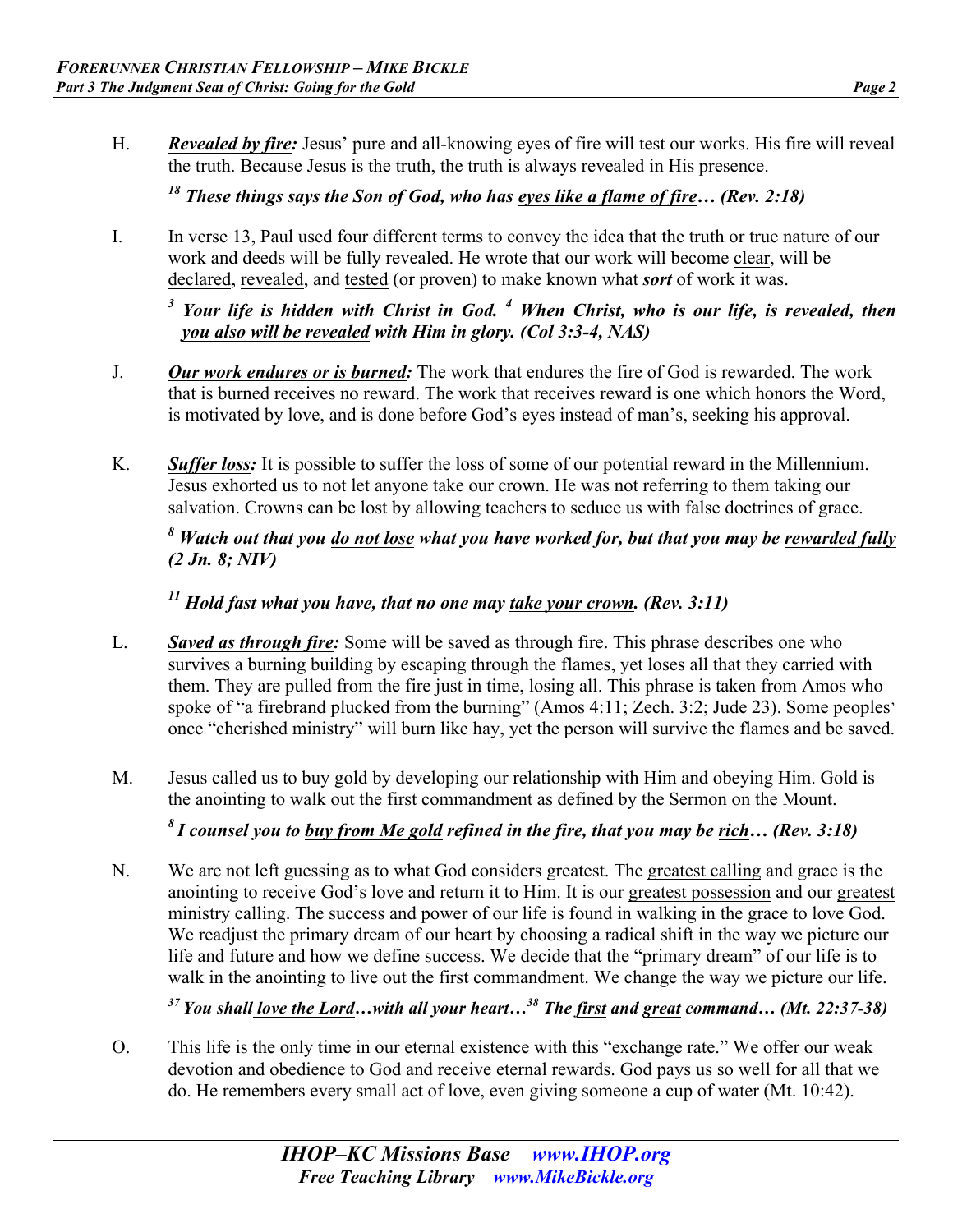H. ***Revealed by fire:*** Jesus' pure and all-knowing eyes of fire will test our works. His fire will reveal the truth. Because Jesus is the truth, the truth is always revealed in His presence.

> [18] ***These things says the Son of God, who has eyes like a flame of fire… (Rev. 2:18)***

I. In verse 13, Paul used four different terms to convey the idea that the truth or true nature of our work and deeds will be fully revealed. He wrote that our work will become clear, will be declared, revealed, and tested (or proven) to make known what ***sort*** of work it was.

> [3] ***Your life is hidden with Christ in God.*** [4] ***When Christ, who is our life, is revealed, then you also will be revealed with Him in glory. (Col 3:3-4, NAS)***

J. ***Our work endures or is burned:*** The work that endures the fire of God is rewarded. The work that is burned receives no reward. The work that receives reward is one which honors the Word, is motivated by love, and is done before God's eyes instead of man's, seeking his approval.

K. ***Suffer loss:*** It is possible to suffer the loss of some of our potential reward in the Millennium. Jesus exhorted us to not let anyone take our crown. He was not referring to them taking our salvation. Crowns can be lost by allowing teachers to seduce us with false doctrines of grace.

> [8] ***Watch out that you do not lose what you have worked for, but that you may be rewarded fully (2 Jn. 8; NIV)***

> [11] ***Hold fast what you have, that no one may take your crown. (Rev. 3:11)***

L. ***Saved as through fire:*** Some will be saved as through fire. This phrase describes one who survives a burning building by escaping through the flames, yet loses all that they carried with them. They are pulled from the fire just in time, losing all. This phrase is taken from Amos who spoke of "a firebrand plucked from the burning" (Amos 4:11; Zech. 3:2; Jude 23). Some peoples' once "cherished ministry" will burn like hay, yet the person will survive the flames and be saved.

M. Jesus called us to buy gold by developing our relationship with Him and obeying Him. Gold is the anointing to walk out the first commandment as defined by the Sermon on the Mount.

> [8] ***I counsel you to buy from Me gold refined in the fire, that you may be rich… (Rev. 3:18)***

N. We are not left guessing as to what God considers greatest. The greatest calling and grace is the anointing to receive God's love and return it to Him. It is our greatest possession and our greatest ministry calling. The success and power of our life is found in walking in the grace to love God. We readjust the primary dream of our heart by choosing a radical shift in the way we picture our life and future and how we define success. We decide that the "primary dream" of our life is to walk in the anointing to live out the first commandment. We change the way we picture our life.

> [37] ***You shall love the Lord…with all your heart…*** [38] ***The first and great command… (Mt. 22:37-38)***

O. This life is the only time in our eternal existence with this "exchange rate." We offer our weak devotion and obedience to God and receive eternal rewards. God pays us so well for all that we do. He remembers every small act of love, even giving someone a cup of water (Mt. 10:42).